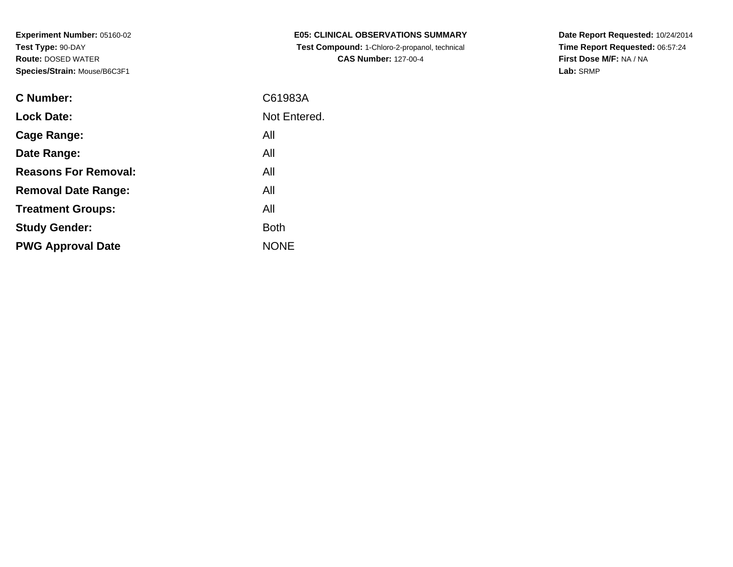**Experiment Number:** 05160-02
**Test Type:** 90-DAY
**Route:** DOSED WATER
**Species/Strain:** Mouse/B6C3F1

**E05: CLINICAL OBSERVATIONS SUMMARY**
**Test Compound:** 1-Chloro-2-propanol, technical
**CAS Number:** 127-00-4

**Date Report Requested:** 10/24/2014
**Time Report Requested:** 06:57:24
**First Dose M/F:** NA / NA
**Lab:** SRMP

| | |
|---|---|
| **C Number:** | C61983A |
| **Lock Date:** | Not Entered. |
| **Cage Range:** | All |
| **Date Range:** | All |
| **Reasons For Removal:** | All |
| **Removal Date Range:** | All |
| **Treatment Groups:** | All |
| **Study Gender:** | Both |
| **PWG Approval Date** | NONE |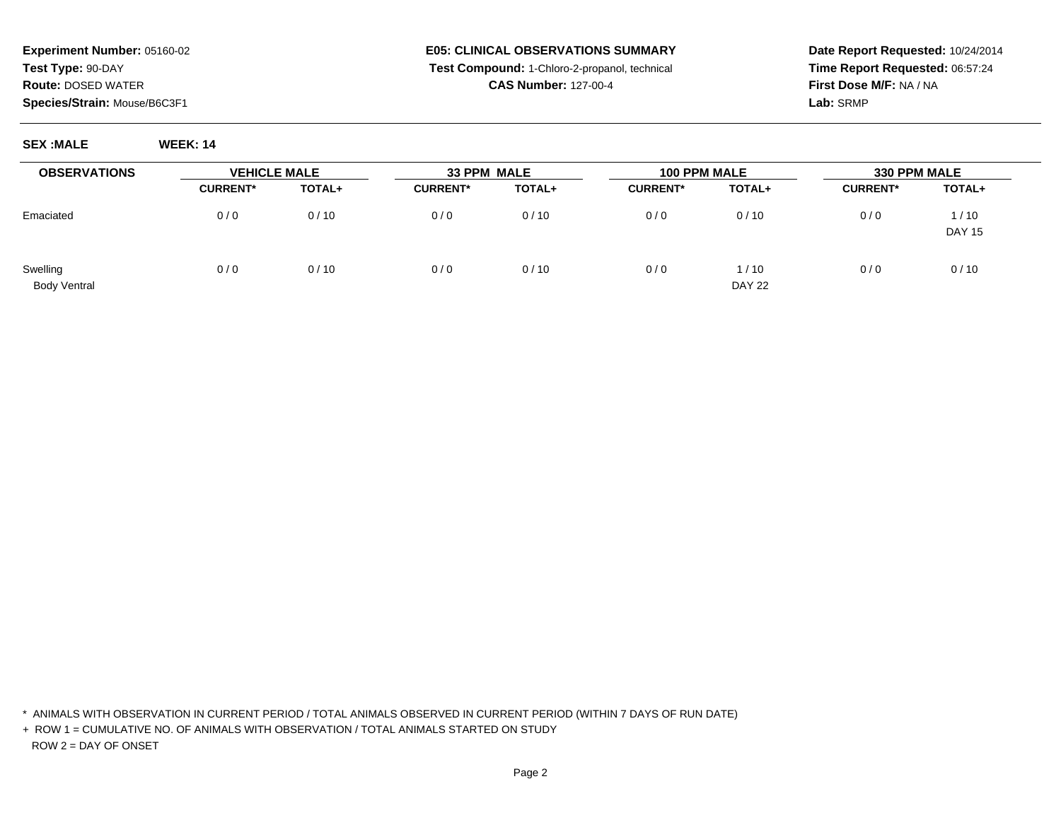**Experiment Number:** 05160-02
**Test Type:** 90-DAY
**Route:** DOSED WATER
**Species/Strain:** Mouse/B6C3F1

**E05: CLINICAL OBSERVATIONS SUMMARY**
**Test Compound:** 1-Chloro-2-propanol, technical
**CAS Number:** 127-00-4

**Date Report Requested:** 10/24/2014
**Time Report Requested:** 06:57:24
**First Dose M/F:** NA / NA
**Lab:** SRMP

**SEX :MALE** **WEEK: 14**

| OBSERVATIONS | VEHICLE MALE | | 33 PPM MALE | | 100 PPM MALE | | 330 PPM MALE | |
|---|---|---|---|---|---|---|---|---|
| | CURRENT* | TOTAL+ | CURRENT* | TOTAL+ | CURRENT* | TOTAL+ | CURRENT* | TOTAL+ |
| Emaciated | 0 / 0 | 0 / 10 | 0 / 0 | 0 / 10 | 0 / 0 | 0 / 10 | 0 / 0 | 1 / 10 |
| | | | | | | | | DAY 15 |
| Swelling | 0 / 0 | 0 / 10 | 0 / 0 | 0 / 10 | 0 / 0 | 1 / 10 | 0 / 0 | 0 / 10 |
| Body Ventral | | | | | | DAY 22 | | |

\* ANIMALS WITH OBSERVATION IN CURRENT PERIOD / TOTAL ANIMALS OBSERVED IN CURRENT PERIOD (WITHIN 7 DAYS OF RUN DATE)

\+ ROW 1 = CUMULATIVE NO. OF ANIMALS WITH OBSERVATION / TOTAL ANIMALS STARTED ON STUDY

ROW 2 = DAY OF ONSET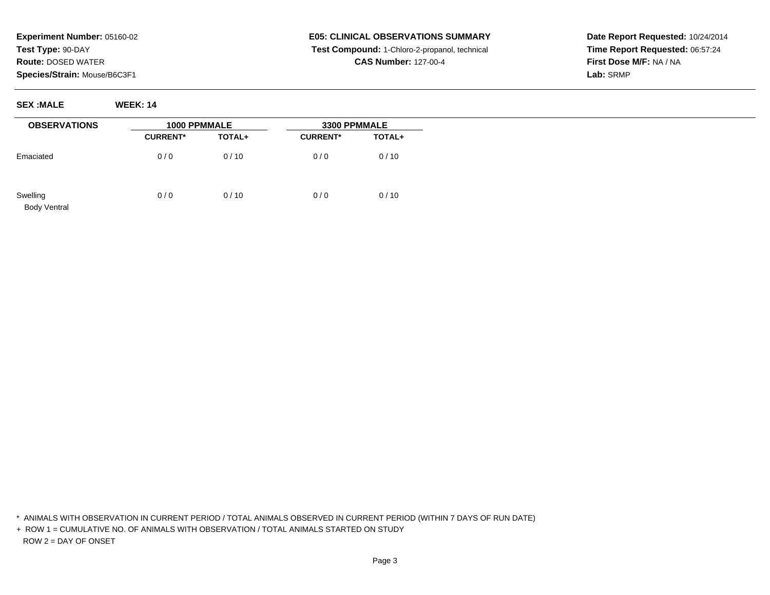**Experiment Number:** 05160-02
**Test Type:** 90-DAY
**Route:** DOSED WATER
**Species/Strain:** Mouse/B6C3F1

**E05: CLINICAL OBSERVATIONS SUMMARY**
**Test Compound:** 1-Chloro-2-propanol, technical
**CAS Number:** 127-00-4

**Date Report Requested:** 10/24/2014
**Time Report Requested:** 06:57:24
**First Dose M/F:** NA / NA
**Lab:** SRMP

**SEX :MALE** **WEEK: 14**

| OBSERVATIONS | 1000 PPMMALE | | 3300 PPMMALE | |
|---|---|---|---|---|
| | CURRENT* | TOTAL+ | CURRENT* | TOTAL+ |
| Emaciated | 0 / 0 | 0 / 10 | 0 / 0 | 0 / 10 |
| Swelling<br>Body Ventral | 0 / 0 | 0 / 10 | 0 / 0 | 0 / 10 |

* ANIMALS WITH OBSERVATION IN CURRENT PERIOD / TOTAL ANIMALS OBSERVED IN CURRENT PERIOD (WITHIN 7 DAYS OF RUN DATE)

+ ROW 1 = CUMULATIVE NO. OF ANIMALS WITH OBSERVATION / TOTAL ANIMALS STARTED ON STUDY
  ROW 2 = DAY OF ONSET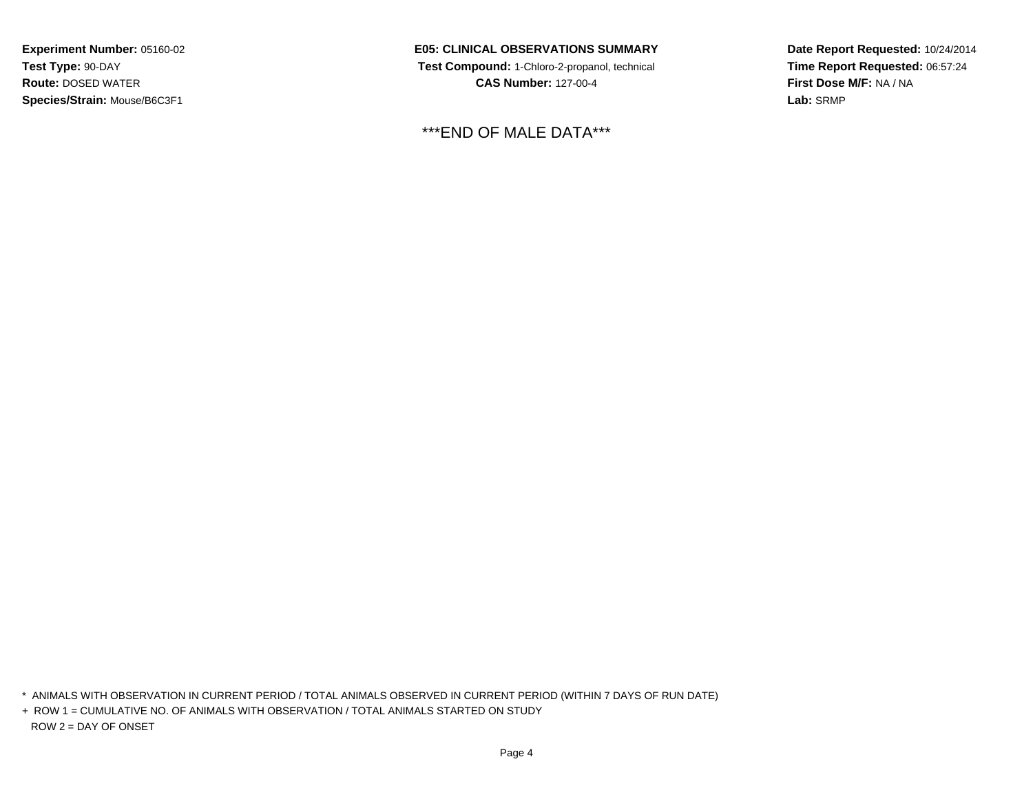**Experiment Number:** 05160-02
**Test Type:** 90-DAY
**Route:** DOSED WATER
**Species/Strain:** Mouse/B6C3F1

**E05: CLINICAL OBSERVATIONS SUMMARY**
**Test Compound:** 1-Chloro-2-propanol, technical
**CAS Number:** 127-00-4

**Date Report Requested:** 10/24/2014
**Time Report Requested:** 06:57:24
**First Dose M/F:** NA / NA
**Lab:** SRMP

***END OF MALE DATA***

\* ANIMALS WITH OBSERVATION IN CURRENT PERIOD / TOTAL ANIMALS OBSERVED IN CURRENT PERIOD (WITHIN 7 DAYS OF RUN DATE)

\+ ROW 1 = CUMULATIVE NO. OF ANIMALS WITH OBSERVATION / TOTAL ANIMALS STARTED ON STUDY

ROW 2 = DAY OF ONSET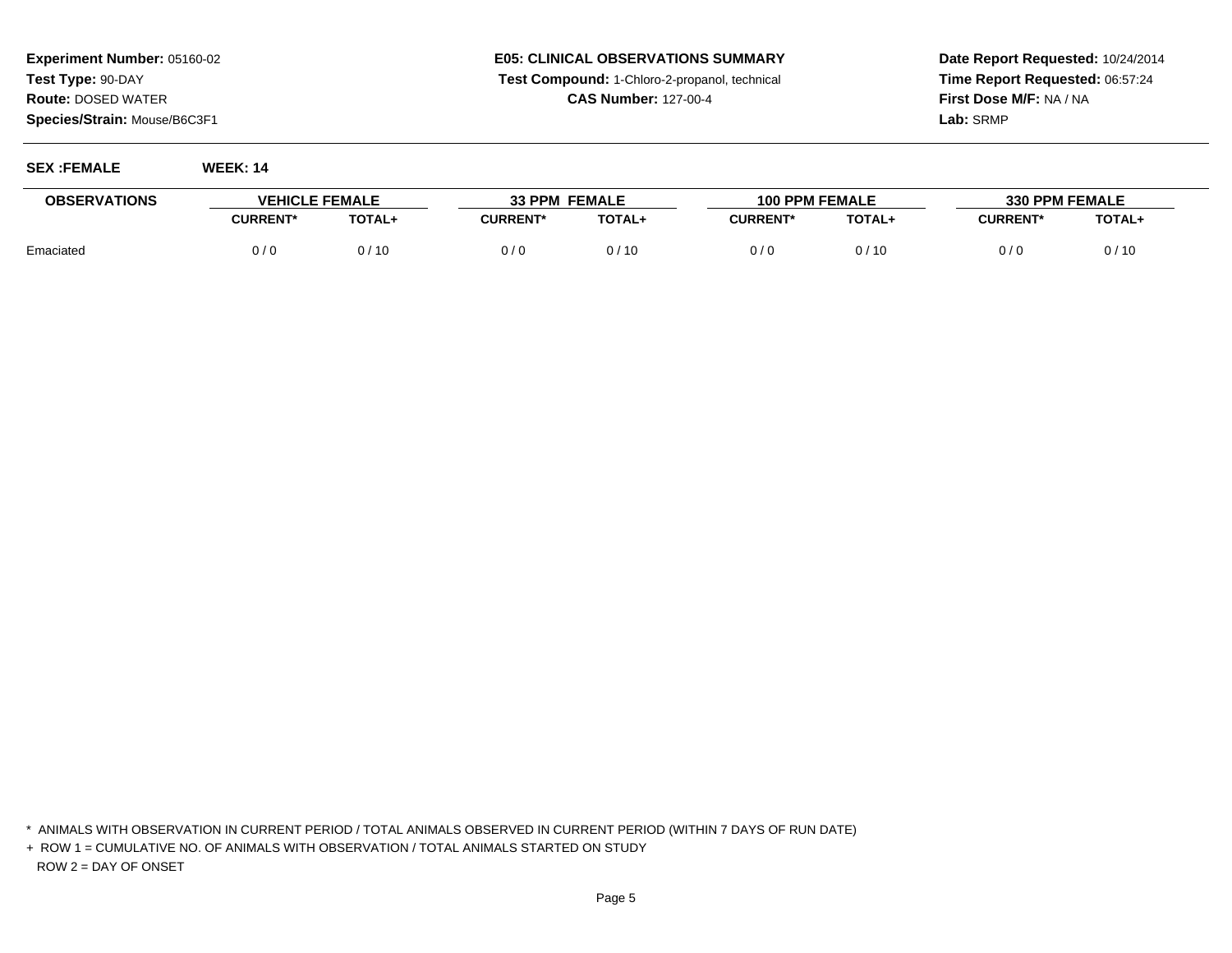**Experiment Number:** 05160-02
**Test Type:** 90-DAY
**Route:** DOSED WATER
**Species/Strain:** Mouse/B6C3F1

**E05: CLINICAL OBSERVATIONS SUMMARY**
**Test Compound:** 1-Chloro-2-propanol, technical
**CAS Number:** 127-00-4

**Date Report Requested:** 10/24/2014
**Time Report Requested:** 06:57:24
**First Dose M/F:** NA / NA
**Lab:** SRMP

**SEX :FEMALE** **WEEK: 14**

| OBSERVATIONS | VEHICLE FEMALE | | 33 PPM FEMALE | | 100 PPM FEMALE | | 330 PPM FEMALE | |
|---|---|---|---|---|---|---|---|---|
| | CURRENT* | TOTAL+ | CURRENT* | TOTAL+ | CURRENT* | TOTAL+ | CURRENT* | TOTAL+ |
| Emaciated | 0 / 0 | 0 / 10 | 0 / 0 | 0 / 10 | 0 / 0 | 0 / 10 | 0 / 0 | 0 / 10 |

* ANIMALS WITH OBSERVATION IN CURRENT PERIOD / TOTAL ANIMALS OBSERVED IN CURRENT PERIOD (WITHIN 7 DAYS OF RUN DATE)

+ ROW 1 = CUMULATIVE NO. OF ANIMALS WITH OBSERVATION / TOTAL ANIMALS STARTED ON STUDY
ROW 2 = DAY OF ONSET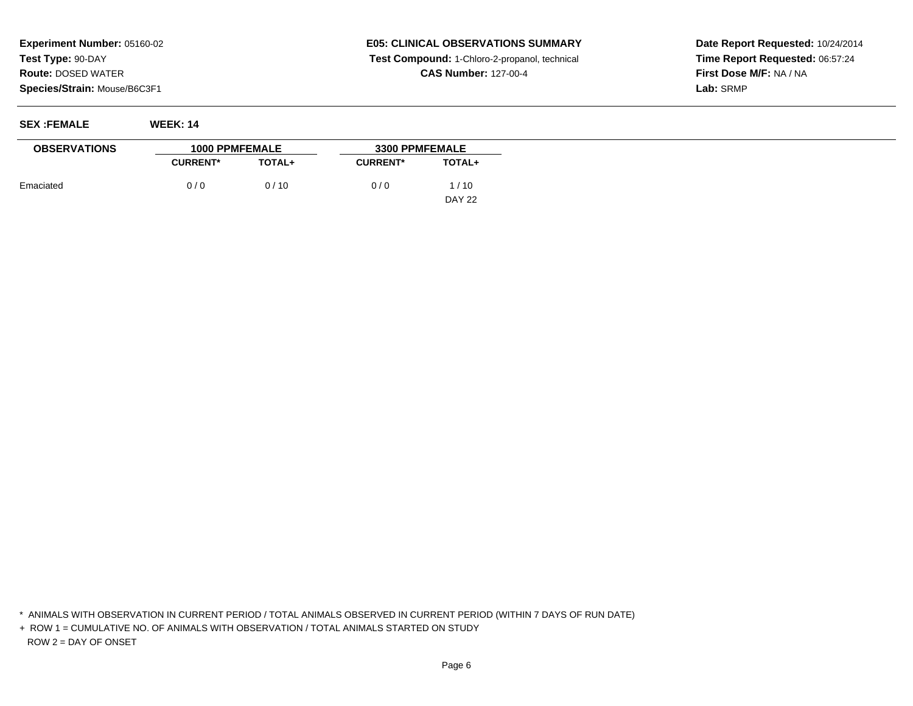**Experiment Number:** 05160-02
**Test Type:** 90-DAY
**Route:** DOSED WATER
**Species/Strain:** Mouse/B6C3F1

**E05: CLINICAL OBSERVATIONS SUMMARY**
**Test Compound:** 1-Chloro-2-propanol, technical
**CAS Number:** 127-00-4

**Date Report Requested:** 10/24/2014
**Time Report Requested:** 06:57:24
**First Dose M/F:** NA / NA
**Lab:** SRMP

**SEX :FEMALE** **WEEK: 14**

| OBSERVATIONS | 1000 PPMFEMALE | | 3300 PPMFEMALE | |
|---|---|---|---|---|
| | CURRENT* | TOTAL+ | CURRENT* | TOTAL+ |
| Emaciated | 0 / 0 | 0 / 10 | 0 / 0 | 1 / 10 |
| | | | | DAY 22 |

* ANIMALS WITH OBSERVATION IN CURRENT PERIOD / TOTAL ANIMALS OBSERVED IN CURRENT PERIOD (WITHIN 7 DAYS OF RUN DATE)

+ ROW 1 = CUMULATIVE NO. OF ANIMALS WITH OBSERVATION / TOTAL ANIMALS STARTED ON STUDY
  ROW 2 = DAY OF ONSET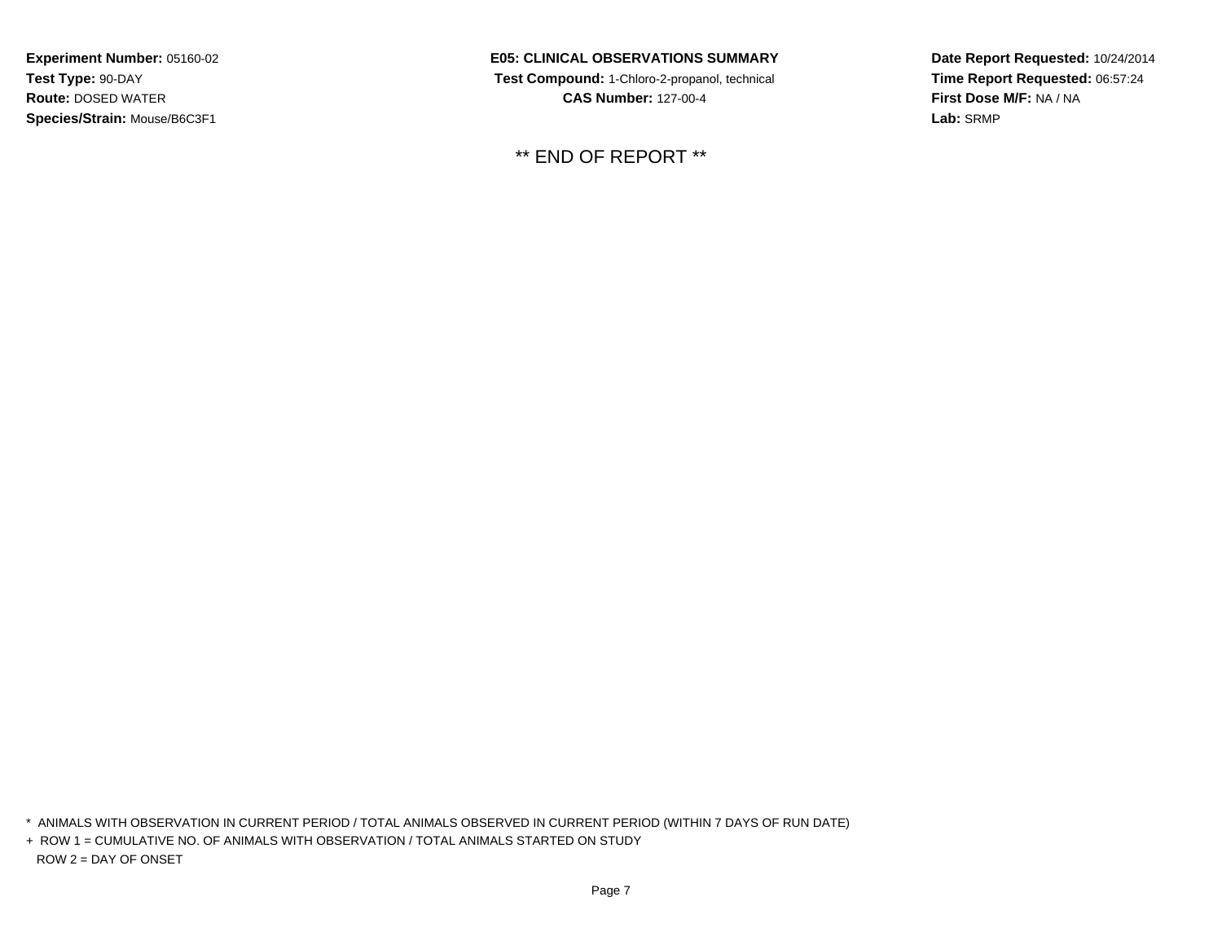**Experiment Number:** 05160-02
**Test Type:** 90-DAY
**Route:** DOSED WATER
**Species/Strain:** Mouse/B6C3F1

**E05: CLINICAL OBSERVATIONS SUMMARY**
**Test Compound:** 1-Chloro-2-propanol, technical
**CAS Number:** 127-00-4

**Date Report Requested:** 10/24/2014
**Time Report Requested:** 06:57:24
**First Dose M/F:** NA / NA
**Lab:** SRMP

** END OF REPORT **

* ANIMALS WITH OBSERVATION IN CURRENT PERIOD / TOTAL ANIMALS OBSERVED IN CURRENT PERIOD (WITHIN 7 DAYS OF RUN DATE)
+ ROW 1 = CUMULATIVE NO. OF ANIMALS WITH OBSERVATION / TOTAL ANIMALS STARTED ON STUDY
ROW 2 = DAY OF ONSET